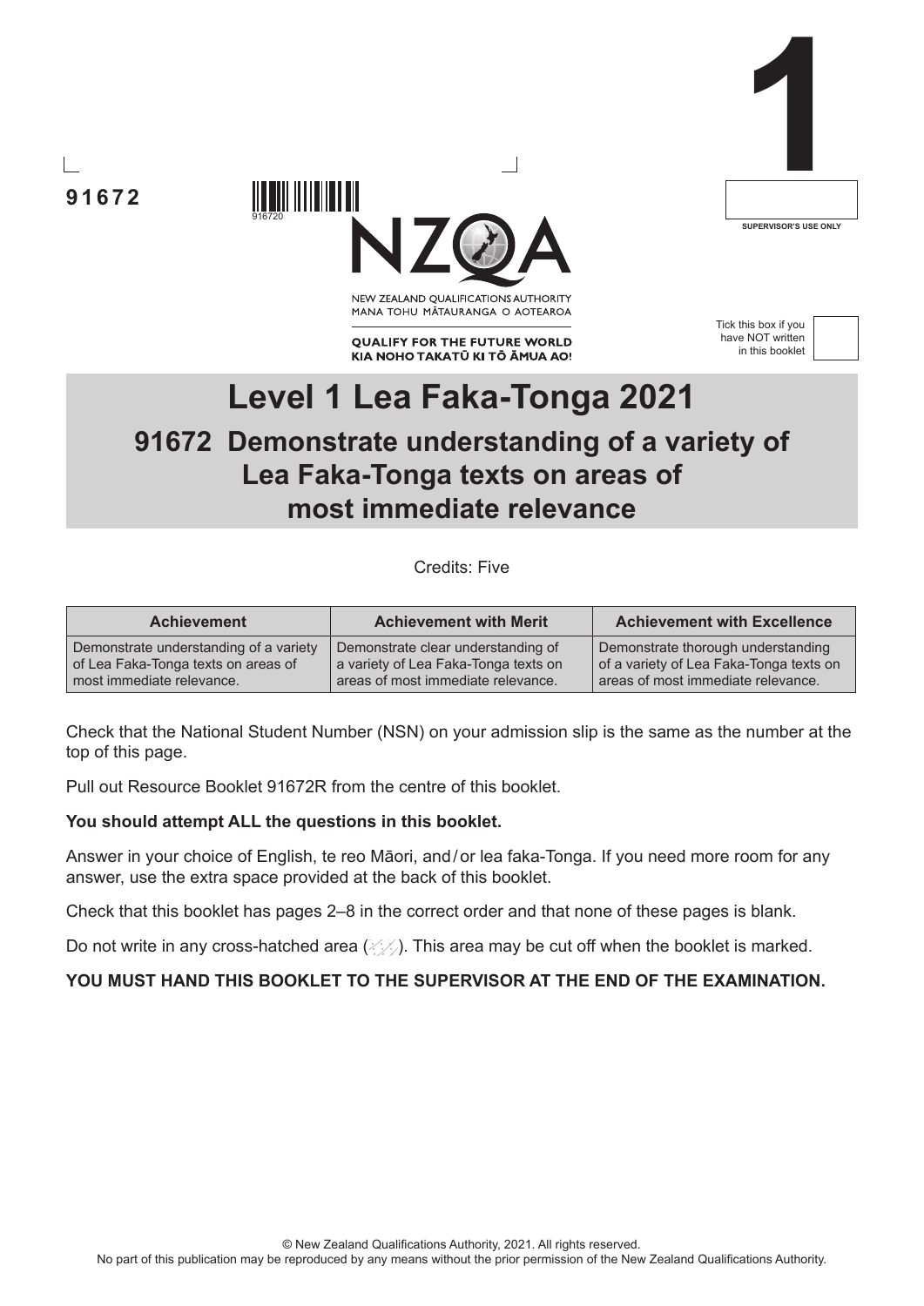91672

916720

NEW ZEALAND QUALIFICATIONS AUTHORITY
MANA TOHU MĀTAURANGA O AOTEAROA

QUALIFY FOR THE FUTURE WORLD
KIA NOHO TAKATŪ KI TŌ ĀMUA AO!

1

SUPERVISOR'S USE ONLY

Tick this box if you have NOT written in this booklet

# Level 1 Lea Faka-Tonga 2021

## 91672 Demonstrate understanding of a variety of Lea Faka-Tonga texts on areas of most immediate relevance

Credits: Five

| Achievement | Achievement with Merit | Achievement with Excellence |
| --- | --- | --- |
| Demonstrate understanding of a variety of Lea Faka-Tonga texts on areas of most immediate relevance. | Demonstrate clear understanding of a variety of Lea Faka-Tonga texts on areas of most immediate relevance. | Demonstrate thorough understanding of a variety of Lea Faka-Tonga texts on areas of most immediate relevance. |

Check that the National Student Number (NSN) on your admission slip is the same as the number at the top of this page.

Pull out Resource Booklet 91672R from the centre of this booklet.

**You should attempt ALL the questions in this booklet.**

Answer in your choice of English, te reo Māori, and/or lea faka-Tonga. If you need more room for any answer, use the extra space provided at the back of this booklet.

Check that this booklet has pages 2–8 in the correct order and that none of these pages is blank.

Do not write in any cross-hatched area. This area may be cut off when the booklet is marked.

**YOU MUST HAND THIS BOOKLET TO THE SUPERVISOR AT THE END OF THE EXAMINATION.**

© New Zealand Qualifications Authority, 2021. All rights reserved.
No part of this publication may be reproduced by any means without the prior permission of the New Zealand Qualifications Authority.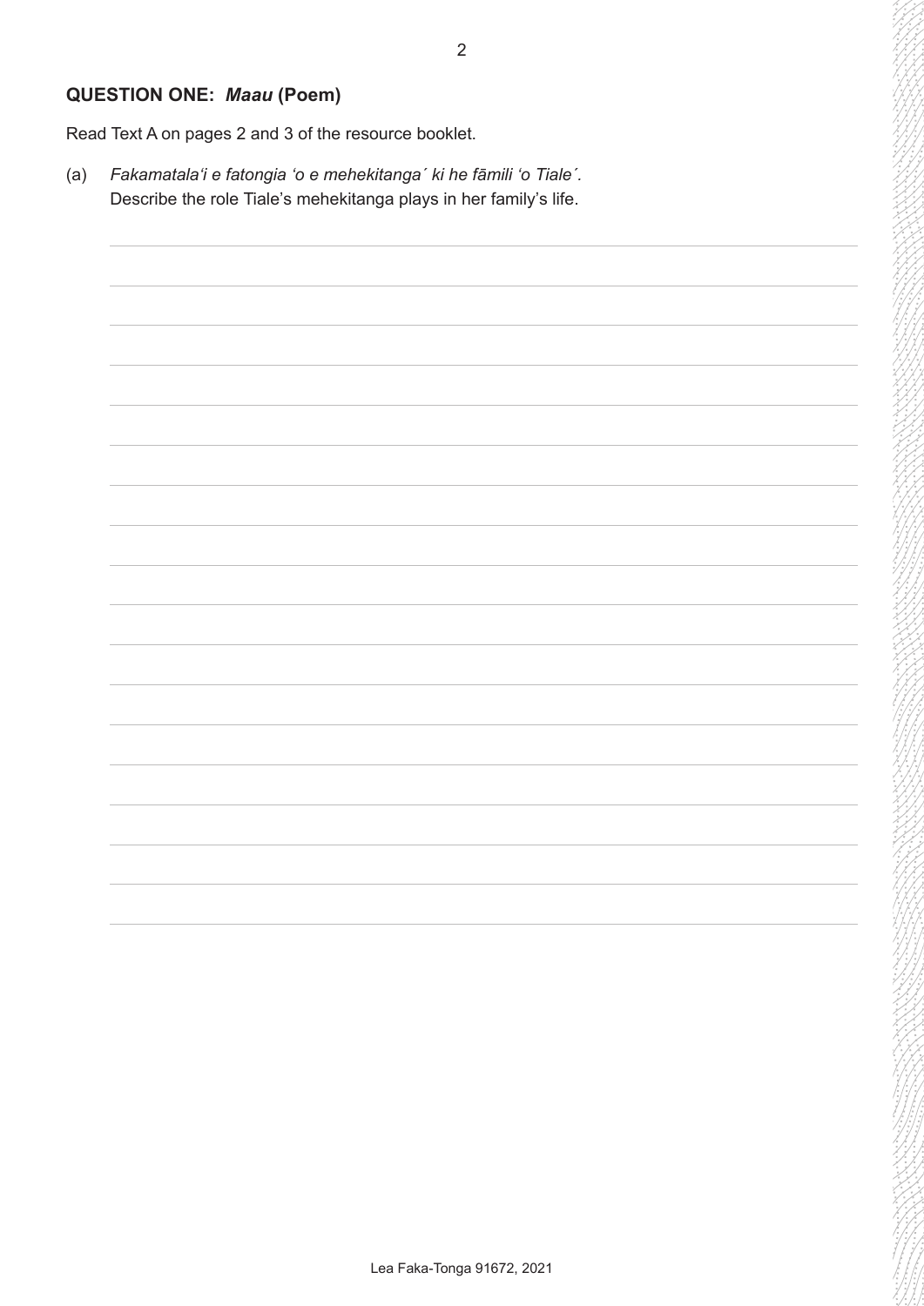## QUESTION ONE: *Maau* (Poem)

Read Text A on pages 2 and 3 of the resource booklet.

(a) *Fakamatala'i e fatongia 'o e mehekitanga´ ki he fāmili 'o Tiale´.*
Describe the role Tiale's mehekitanga plays in her family's life.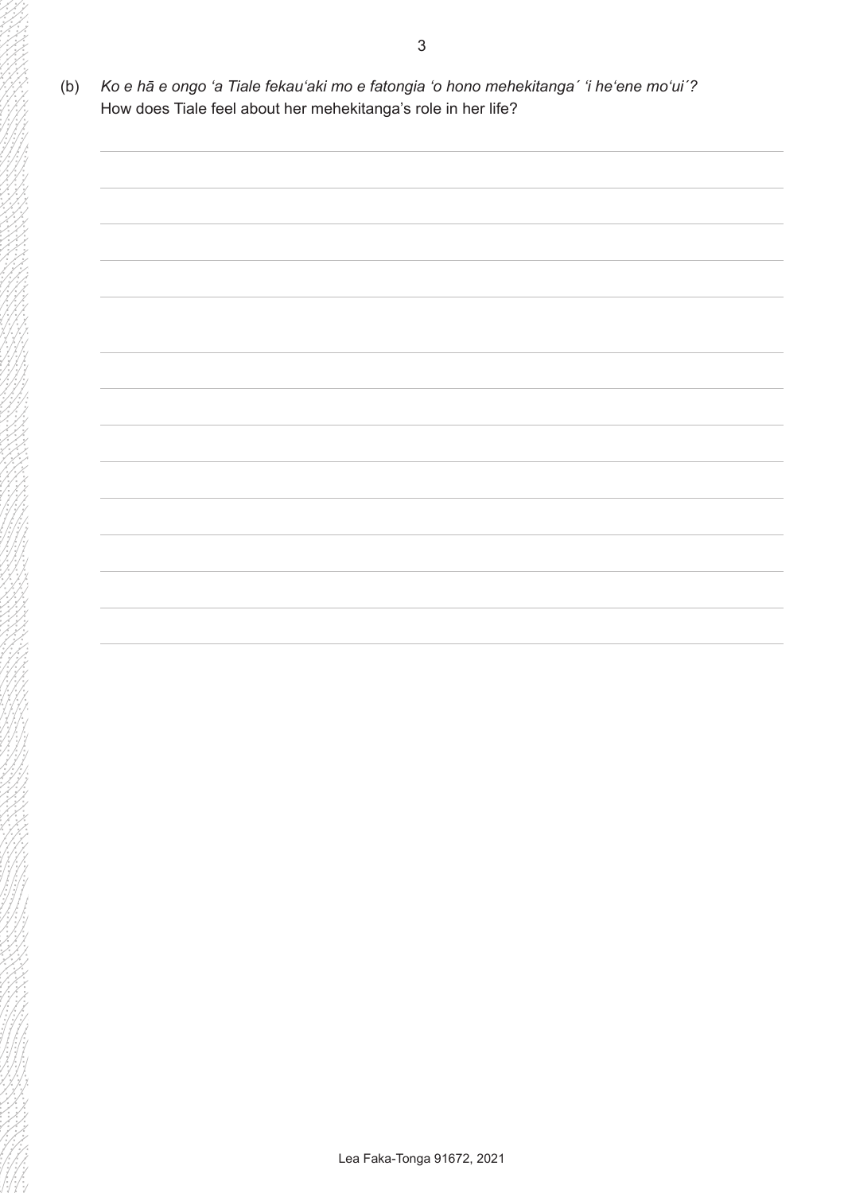(b) *Ko e hā e ongo ʻa Tiale fekauʻaki mo e fatongia ʻo hono mehekitanga´ ʻi heʻene moʻui´?*
How does Tiale feel about her mehekitanga's role in her life?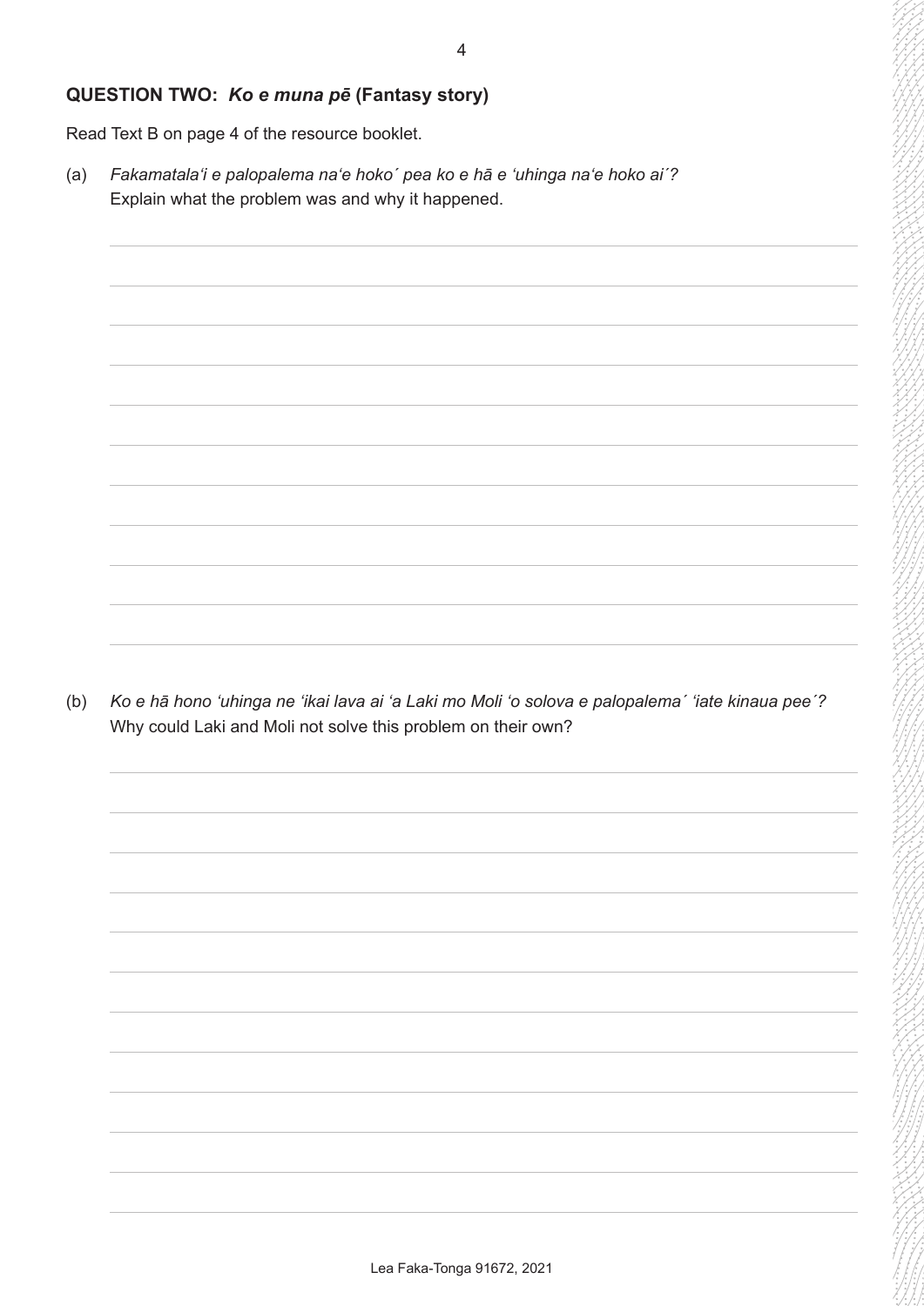## QUESTION TWO: *Ko e muna pē* (Fantasy story)

Read Text B on page 4 of the resource booklet.

(a) *Fakamatala'i e palopalema na'e hoko´ pea ko e hā e 'uhinga na'e hoko ai´?*
Explain what the problem was and why it happened.

(b) *Ko e hā hono 'uhinga ne 'ikai lava ai 'a Laki mo Moli 'o solova e palopalema´ 'iate kinaua pee´?*
Why could Laki and Moli not solve this problem on their own?

Lea Faka-Tonga 91672, 2021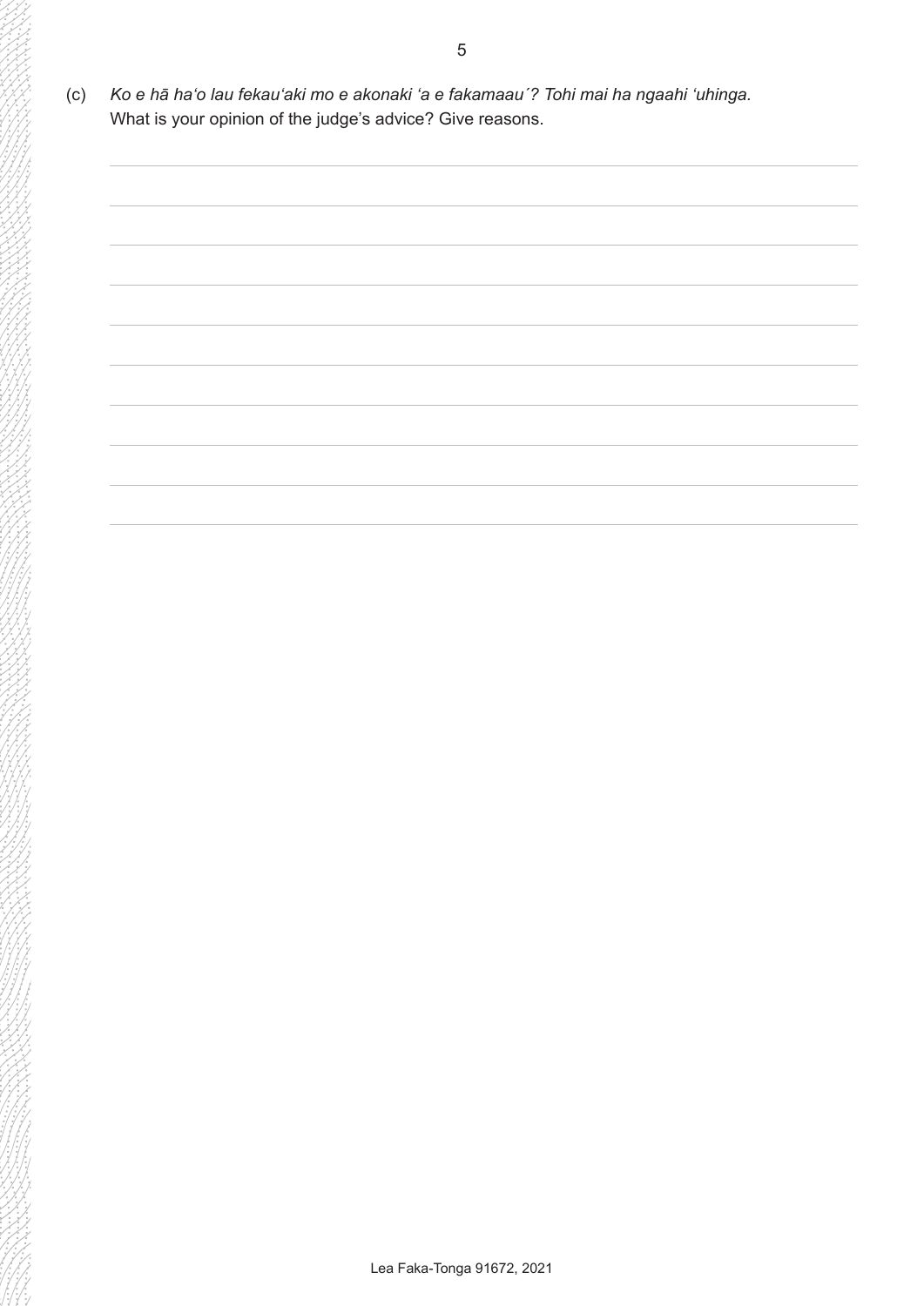(c) *Ko e hā ha'o lau fekau'aki mo e akonaki 'a e fakamaau´? Tohi mai ha ngaahi 'uhinga.*
What is your opinion of the judge's advice? Give reasons.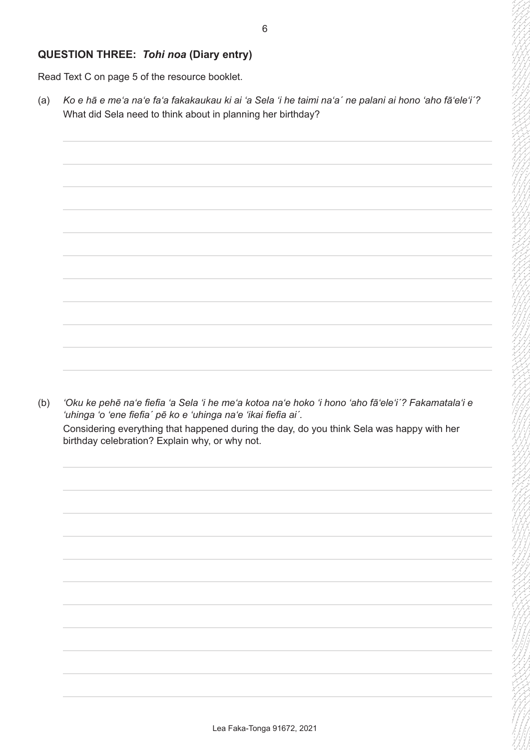## QUESTION THREE: *Tohi noa* (Diary entry)

Read Text C on page 5 of the resource booklet.

(a) *Ko e hā e meʻa naʻe faʻa fakakaukau ki ai ʻa Sela ʻi he taimi naʻa´ ne palani ai hono ʻaho fāʻeleʻi´?*
What did Sela need to think about in planning her birthday?

(b) *ʻOku ke pehē naʻe fiefia ʻa Sela ʻi he meʻa kotoa naʻe hoko ʻi hono ʻaho fāʻeleʻi´? Fakamatalaʻi e ʻuhinga ʻo ʻene fiefia´ pē ko e ʻuhinga naʻe ʻikai fiefia ai´.*
Considering everything that happened during the day, do you think Sela was happy with her birthday celebration? Explain why, or why not.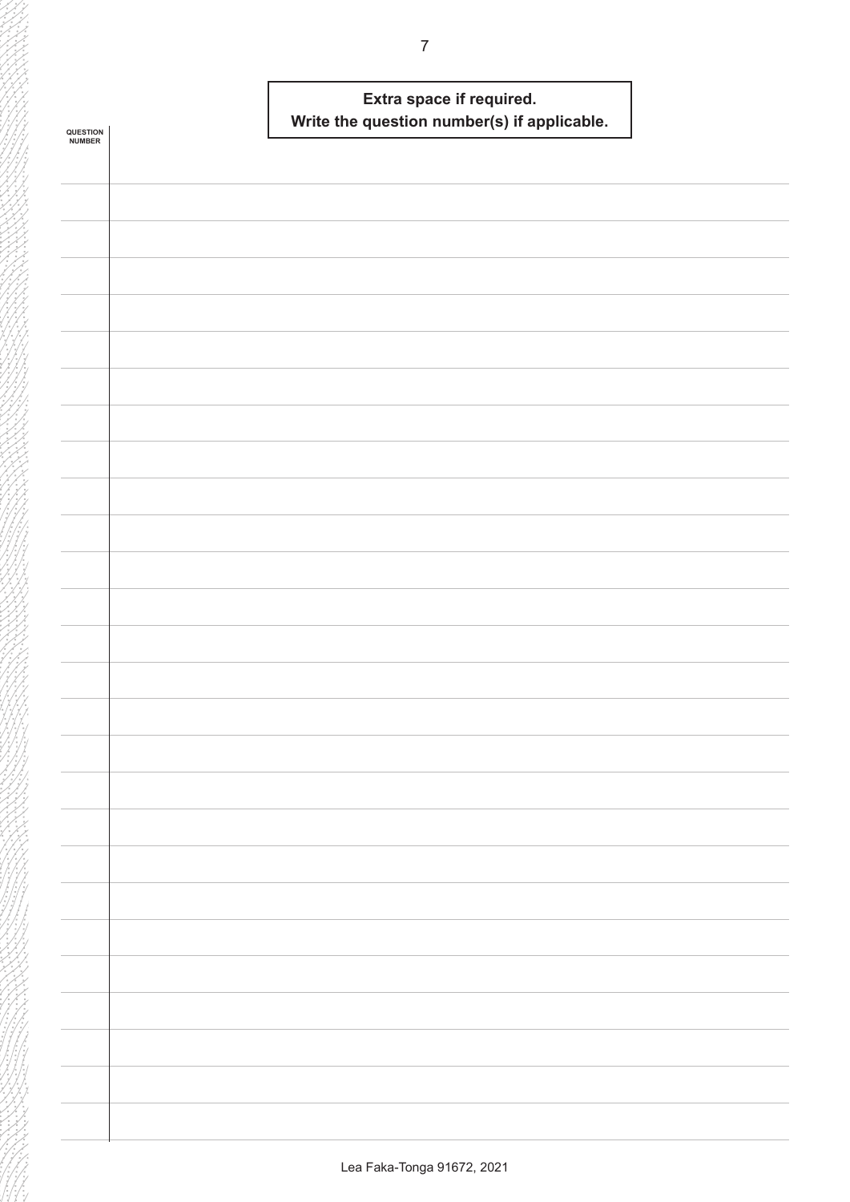**Extra space if required.**
**Write the question number(s) if applicable.**

QUESTION NUMBER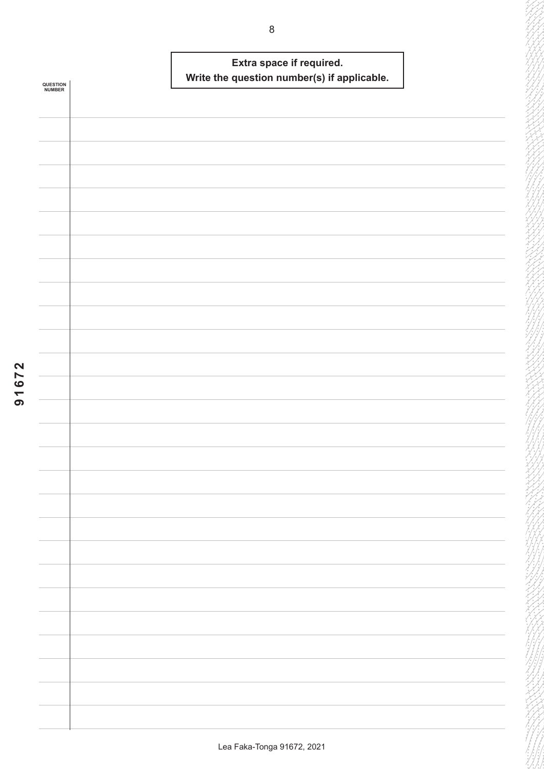**Extra space if required.**
**Write the question number(s) if applicable.**

QUESTION NUMBER